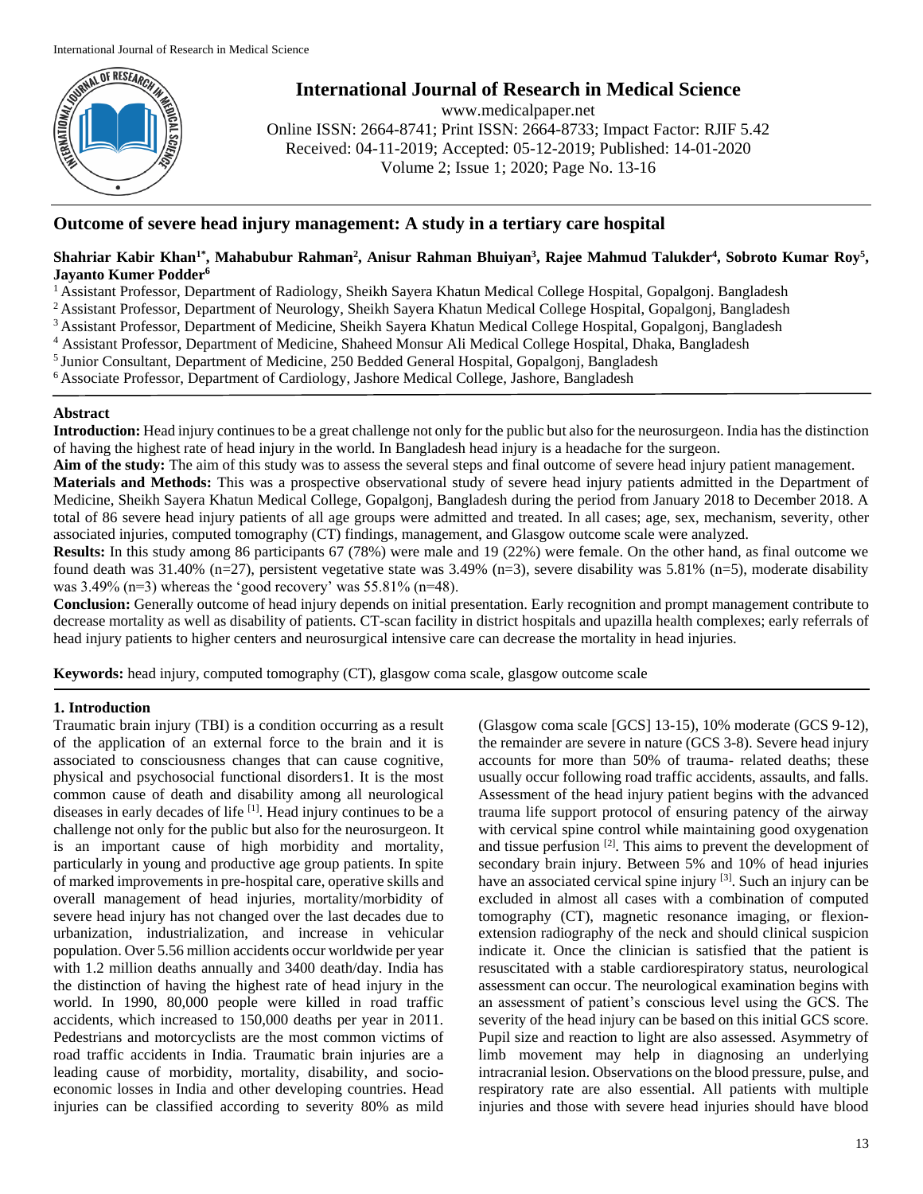# Outcome of severe head injury management: A study in a tertiary care hospital

**Shahriar Kabir Khan[1*], Mahabubur Rahman[2], Anisur Rahman Bhuiyan[3], Rajee Mahmud Talukder[4], Sobroto Kumar Roy[5], Jayanto Kumer Podder[6]**

[1] Assistant Professor, Department of Radiology, Sheikh Sayera Khatun Medical College Hospital, Gopalgonj. Bangladesh
[2] Assistant Professor, Department of Neurology, Sheikh Sayera Khatun Medical College Hospital, Gopalgonj, Bangladesh
[3] Assistant Professor, Department of Medicine, Sheikh Sayera Khatun Medical College Hospital, Gopalgonj, Bangladesh
[4] Assistant Professor, Department of Medicine, Shaheed Monsur Ali Medical College Hospital, Dhaka, Bangladesh
[5] Junior Consultant, Department of Medicine, 250 Bedded General Hospital, Gopalgonj, Bangladesh
[6] Associate Professor, Department of Cardiology, Jashore Medical College, Jashore, Bangladesh

## Abstract

**Introduction:** Head injury continues to be a great challenge not only for the public but also for the neurosurgeon. India has the distinction of having the highest rate of head injury in the world. In Bangladesh head injury is a headache for the surgeon.

**Aim of the study:** The aim of this study was to assess the several steps and final outcome of severe head injury patient management.

**Materials and Methods:** This was a prospective observational study of severe head injury patients admitted in the Department of Medicine, Sheikh Sayera Khatun Medical College, Gopalgonj, Bangladesh during the period from January 2018 to December 2018. A total of 86 severe head injury patients of all age groups were admitted and treated. In all cases; age, sex, mechanism, severity, other associated injuries, computed tomography (CT) findings, management, and Glasgow outcome scale were analyzed.

**Results:** In this study among 86 participants 67 (78%) were male and 19 (22%) were female. On the other hand, as final outcome we found death was 31.40% (n=27), persistent vegetative state was 3.49% (n=3), severe disability was 5.81% (n=5), moderate disability was 3.49% (n=3) whereas the 'good recovery' was 55.81% (n=48).

**Conclusion:** Generally outcome of head injury depends on initial presentation. Early recognition and prompt management contribute to decrease mortality as well as disability of patients. CT-scan facility in district hospitals and upazilla health complexes; early referrals of head injury patients to higher centers and neurosurgical intensive care can decrease the mortality in head injuries.

**Keywords:** head injury, computed tomography (CT), glasgow coma scale, glasgow outcome scale

## 1. Introduction

Traumatic brain injury (TBI) is a condition occurring as a result of the application of an external force to the brain and it is associated to consciousness changes that can cause cognitive, physical and psychosocial functional disorders1. It is the most common cause of death and disability among all neurological diseases in early decades of life [1]. Head injury continues to be a challenge not only for the public but also for the neurosurgeon. It is an important cause of high morbidity and mortality, particularly in young and productive age group patients. In spite of marked improvements in pre-hospital care, operative skills and overall management of head injuries, mortality/morbidity of severe head injury has not changed over the last decades due to urbanization, industrialization, and increase in vehicular population. Over 5.56 million accidents occur worldwide per year with 1.2 million deaths annually and 3400 death/day. India has the distinction of having the highest rate of head injury in the world. In 1990, 80,000 people were killed in road traffic accidents, which increased to 150,000 deaths per year in 2011. Pedestrians and motorcyclists are the most common victims of road traffic accidents in India. Traumatic brain injuries are a leading cause of morbidity, mortality, disability, and socio-economic losses in India and other developing countries. Head injuries can be classified according to severity 80% as mild (Glasgow coma scale [GCS] 13-15), 10% moderate (GCS 9-12), the remainder are more severe in nature (GCS 3-8). Severe head injury accounts for more than 50% of trauma- related deaths; these usually occur following road traffic accidents, assaults, and falls. Assessment of the head injury patient begins with the advanced trauma life support protocol of ensuring patency of the airway with cervical spine control while maintaining good oxygenation and tissue perfusion [2]. This aims to prevent the development of secondary brain injury. Between 5% and 10% of head injuries have an associated cervical spine injury [3]. Such an injury can be excluded in almost all cases with a combination of computed tomography (CT), magnetic resonance imaging, or flexion-extension radiography of the neck and should clinical suspicion indicate it. Once the clinician is satisfied that the patient is resuscitated with a stable cardiorespiratory status, neurological assessment can occur. The neurological examination begins with an assessment of patient's conscious level using the GCS. The severity of the head injury can be based on this initial GCS score. Pupil size and reaction to light are also assessed. Asymmetry of limb movement may help in diagnosing an underlying intracranial lesion. Observations on the blood pressure, pulse, and respiratory rate are also essential. All patients with multiple injuries and those with severe head injuries should have blood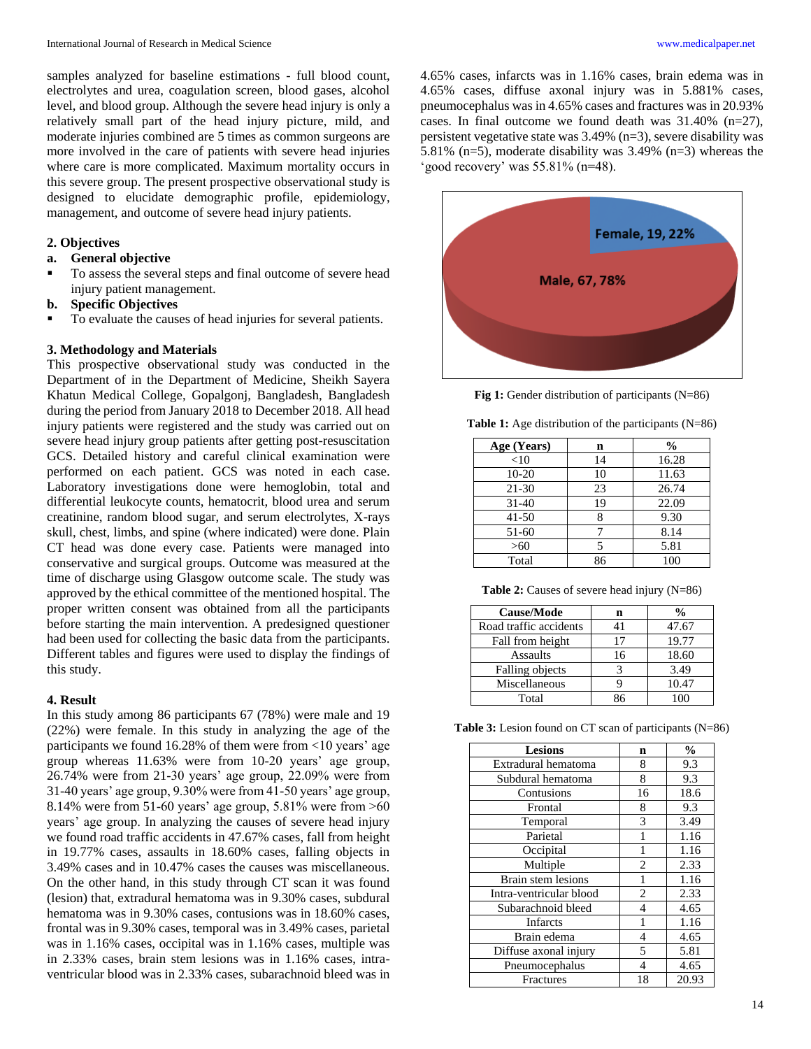samples analyzed for baseline estimations - full blood count, electrolytes and urea, coagulation screen, blood gases, alcohol level, and blood group. Although the severe head injury is only a relatively small part of the head injury picture, mild, and moderate injuries combined are 5 times as common surgeons are more involved in the care of patients with severe head injuries where care is more complicated. Maximum mortality occurs in this severe group. The present prospective observational study is designed to elucidate demographic profile, epidemiology, management, and outcome of severe head injury patients.

## 2. Objectives

**a. General objective**

- To assess the several steps and final outcome of severe head injury patient management.

**b. Specific Objectives**

- To evaluate the causes of head injuries for several patients.

## 3. Methodology and Materials

This prospective observational study was conducted in the Department of in the Department of Medicine, Sheikh Sayera Khatun Medical College, Gopalgonj, Bangladesh, Bangladesh during the period from January 2018 to December 2018. All head injury patients were registered and the study was carried out on severe head injury group patients after getting post-resuscitation GCS. Detailed history and careful clinical examination were performed on each patient. GCS was noted in each case. Laboratory investigations done were hemoglobin, total and differential leukocyte counts, hematocrit, blood urea and serum creatinine, random blood sugar, and serum electrolytes, X-rays skull, chest, limbs, and spine (where indicated) were done. Plain CT head was done every case. Patients were managed into conservative and surgical groups. Outcome was measured at the time of discharge using Glasgow outcome scale. The study was approved by the ethical committee of the mentioned hospital. The proper written consent was obtained from all the participants before starting the main intervention. A predesigned questioner had been used for collecting the basic data from the participants. Different tables and figures were used to display the findings of this study.

## 4. Result

In this study among 86 participants 67 (78%) were male and 19 (22%) were female. In this study in analyzing the age of the participants we found 16.28% of them were from <10 years' age group whereas 11.63% were from 10-20 years' age group, 26.74% were from 21-30 years' age group, 22.09% were from 31-40 years' age group, 9.30% were from 41-50 years' age group, 8.14% were from 51-60 years' age group, 5.81% were from >60 years' age group. In analyzing the causes of severe head injury we found road traffic accidents in 47.67% cases, fall from height in 19.77% cases, assaults in 18.60% cases, falling objects in 3.49% cases and in 10.47% cases the causes was miscellaneous. On the other hand, in this study through CT scan it was found (lesion) that, extradural hematoma was in 9.30% cases, subdural hematoma was in 9.30% cases, contusions was in 18.60% cases, frontal was in 9.30% cases, temporal was in 3.49% cases, parietal was in 1.16% cases, occipital was in 1.16% cases, multiple was in 2.33% cases, brain stem lesions was in 1.16% cases, intra-ventricular blood was in 2.33% cases, subarachnoid bleed was in 4.65% cases, infarcts was in 1.16% cases, brain edema was in 4.65% cases, diffuse axonal injury was in 5.881% cases, pneumocephalus was in 4.65% cases and fractures was in 20.93% cases. In final outcome we found death was 31.40% (n=27), persistent vegetative state was 3.49% (n=3), severe disability was 5.81% (n=5), moderate disability was 3.49% (n=3) whereas the 'good recovery' was 55.81% (n=48).

**Fig 1:** Gender distribution of participants (N=86)

**Table 1:** Age distribution of the participants (N=86)

| Age (Years) | n | % |
|---|---|---|
| <10 | 14 | 16.28 |
| 10-20 | 10 | 11.63 |
| 21-30 | 23 | 26.74 |
| 31-40 | 19 | 22.09 |
| 41-50 | 8 | 9.30 |
| 51-60 | 7 | 8.14 |
| >60 | 5 | 5.81 |
| Total | 86 | 100 |

**Table 2:** Causes of severe head injury (N=86)

| Cause/Mode | n | % |
|---|---|---|
| Road traffic accidents | 41 | 47.67 |
| Fall from height | 17 | 19.77 |
| Assaults | 16 | 18.60 |
| Falling objects | 3 | 3.49 |
| Miscellaneous | 9 | 10.47 |
| Total | 86 | 100 |

**Table 3:** Lesion found on CT scan of participants (N=86)

| Lesions | n | % |
|---|---|---|
| Extradural hematoma | 8 | 9.3 |
| Subdural hematoma | 8 | 9.3 |
| Contusions | 16 | 18.6 |
| Frontal | 8 | 9.3 |
| Temporal | 3 | 3.49 |
| Parietal | 1 | 1.16 |
| Occipital | 1 | 1.16 |
| Multiple | 2 | 2.33 |
| Brain stem lesions | 1 | 1.16 |
| Intra-ventricular blood | 2 | 2.33 |
| Subarachnoid bleed | 4 | 4.65 |
| Infarcts | 1 | 1.16 |
| Brain edema | 4 | 4.65 |
| Diffuse axonal injury | 5 | 5.81 |
| Pneumocephalus | 4 | 4.65 |
| Fractures | 18 | 20.93 |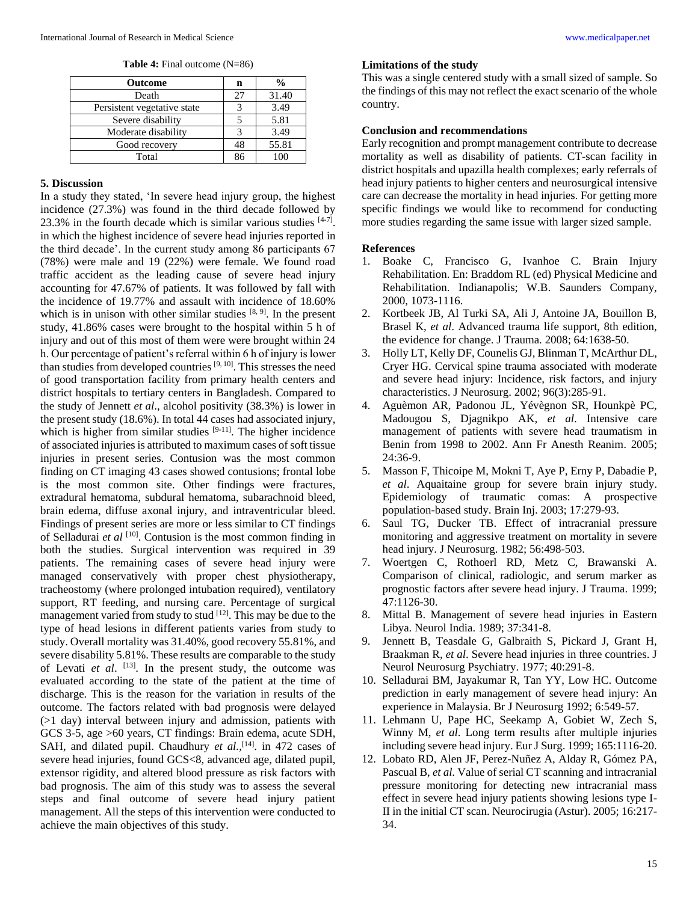**Table 4:** Final outcome (N=86)

| Outcome | n | % |
|---|---|---|
| Death | 27 | 31.40 |
| Persistent vegetative state | 3 | 3.49 |
| Severe disability | 5 | 5.81 |
| Moderate disability | 3 | 3.49 |
| Good recovery | 48 | 55.81 |
| Total | 86 | 100 |

## 5. Discussion

In a study they stated, 'In severe head injury group, the highest incidence (27.3%) was found in the third decade followed by 23.3% in the fourth decade which is similar various studies [4-7]. in which the highest incidence of severe head injuries reported in the third decade'. In the current study among 86 participants 67 (78%) were male and 19 (22%) were female. We found road traffic accident as the leading cause of severe head injury accounting for 47.67% of patients. It was followed by fall with the incidence of 19.77% and assault with incidence of 18.60% which is in unison with other similar studies [8, 9]. In the present study, 41.86% cases were brought to the hospital within 5 h of injury and out of this most of them were were brought within 24 h. Our percentage of patient's referral within 6 h of injury is lower than studies from developed countries [9, 10]. This stresses the need of good transportation facility from primary health centers and district hospitals to tertiary centers in Bangladesh. Compared to the study of Jennett *et al*., alcohol positivity (38.3%) is lower in the present study (18.6%). In total 44 cases had associated injury, which is higher from similar studies [9-11]. The higher incidence of associated injuries is attributed to maximum cases of soft tissue injuries in present series. Contusion was the most common finding on CT imaging 43 cases showed contusions; frontal lobe is the most common site. Other findings were fractures, extradural hematoma, subdural hematoma, subarachnoid bleed, brain edema, diffuse axonal injury, and intraventricular bleed. Findings of present series are more or less similar to CT findings of Selladurai *et al* [10]. Contusion is the most common finding in both the studies. Surgical intervention was required in 39 patients. The remaining cases of severe head injury were managed conservatively with proper chest physiotherapy, tracheostomy (where prolonged intubation required), ventilatory support, RT feeding, and nursing care. Percentage of surgical management varied from study to stud [12]. This may be due to the type of head lesions in different patients varies from study to study. Overall mortality was 31.40%, good recovery 55.81%, and severe disability 5.81%. These results are comparable to the study of Levati *et al*. [13]. In the present study, the outcome was evaluated according to the state of the patient at the time of discharge. This is the reason for the variation in results of the outcome. The factors related with bad prognosis were delayed (>1 day) interval between injury and admission, patients with GCS 3-5, age >60 years, CT findings: Brain edema, acute SDH, SAH, and dilated pupil. Chaudhury *et al*.,[14]. in 472 cases of severe head injuries, found GCS<8, advanced age, dilated pupil, extensor rigidity, and altered blood pressure as risk factors with bad prognosis. The aim of this study was to assess the several steps and final outcome of severe head injury patient management. All the steps of this intervention were conducted to achieve the main objectives of this study.

### Limitations of the study

This was a single centered study with a small sized of sample. So the findings of this may not reflect the exact scenario of the whole country.

### Conclusion and recommendations

Early recognition and prompt management contribute to decrease mortality as well as disability of patients. CT-scan facility in district hospitals and upazilla health complexes; early referrals of head injury patients to higher centers and neurosurgical intensive care can decrease the mortality in head injuries. For getting more specific findings we would like to recommend for conducting more studies regarding the same issue with larger sized sample.

### References

1. Boake C, Francisco G, Ivanhoe C. Brain Injury Rehabilitation. En: Braddom RL (ed) Physical Medicine and Rehabilitation. Indianapolis; W.B. Saunders Company, 2000, 1073-1116.
2. Kortbeek JB, Al Turki SA, Ali J, Antoine JA, Bouillon B, Brasel K, *et al*. Advanced trauma life support, 8th edition, the evidence for change. J Trauma. 2008; 64:1638-50.
3. Holly LT, Kelly DF, Counelis GJ, Blinman T, McArthur DL, Cryer HG. Cervical spine trauma associated with moderate and severe head injury: Incidence, risk factors, and injury characteristics. J Neurosurg. 2002; 96(3):285-91.
4. Aguèmon AR, Padonou JL, Yévègnon SR, Hounkpè PC, Madougou S, Djagnikpo AK, *et al*. Intensive care management of patients with severe head traumatism in Benin from 1998 to 2002. Ann Fr Anesth Reanim. 2005; 24:36-9.
5. Masson F, Thicoipe M, Mokni T, Aye P, Erny P, Dabadie P, *et al*. Aquaitaine group for severe brain injury study. Epidemiology of traumatic comas: A prospective population-based study. Brain Inj. 2003; 17:279-93.
6. Saul TG, Ducker TB. Effect of intracranial pressure monitoring and aggressive treatment on mortality in severe head injury. J Neurosurg. 1982; 56:498-503.
7. Woertgen C, Rothoerl RD, Metz C, Brawanski A. Comparison of clinical, radiologic, and serum marker as prognostic factors after severe head injury. J Trauma. 1999; 47:1126-30.
8. Mittal B. Management of severe head injuries in Eastern Libya. Neurol India. 1989; 37:341-8.
9. Jennett B, Teasdale G, Galbraith S, Pickard J, Grant H, Braakman R, *et al*. Severe head injuries in three countries. J Neurol Neurosurg Psychiatry. 1977; 40:291-8.
10. Selladurai BM, Jayakumar R, Tan YY, Low HC. Outcome prediction in early management of severe head injury: An experience in Malaysia. Br J Neurosurg 1992; 6:549-57.
11. Lehmann U, Pape HC, Seekamp A, Gobiet W, Zech S, Winny M, *et al*. Long term results after multiple injuries including severe head injury. Eur J Surg. 1999; 165:1116-20.
12. Lobato RD, Alen JF, Perez-Nuñez A, Alday R, Gómez PA, Pascual B, *et al*. Value of serial CT scanning and intracranial pressure monitoring for detecting new intracranial mass effect in severe head injury patients showing lesions type I-II in the initial CT scan. Neurocirugia (Astur). 2005; 16:217-34.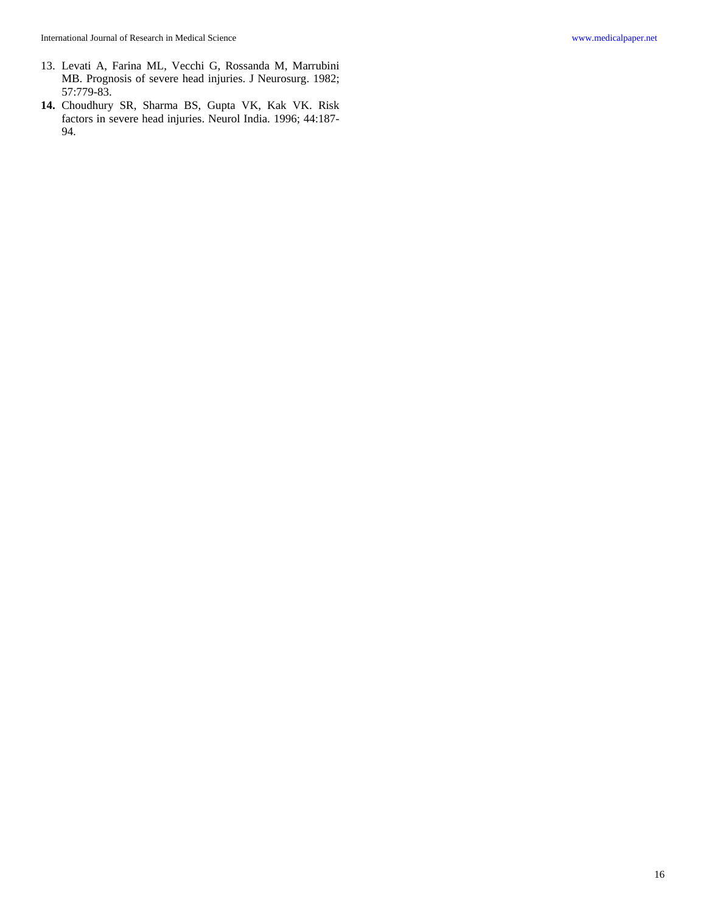13. Levati A, Farina ML, Vecchi G, Rossanda M, Marrubini MB. Prognosis of severe head injuries. J Neurosurg. 1982; 57:779-83.
14. Choudhury SR, Sharma BS, Gupta VK, Kak VK. Risk factors in severe head injuries. Neurol India. 1996; 44:187-94.